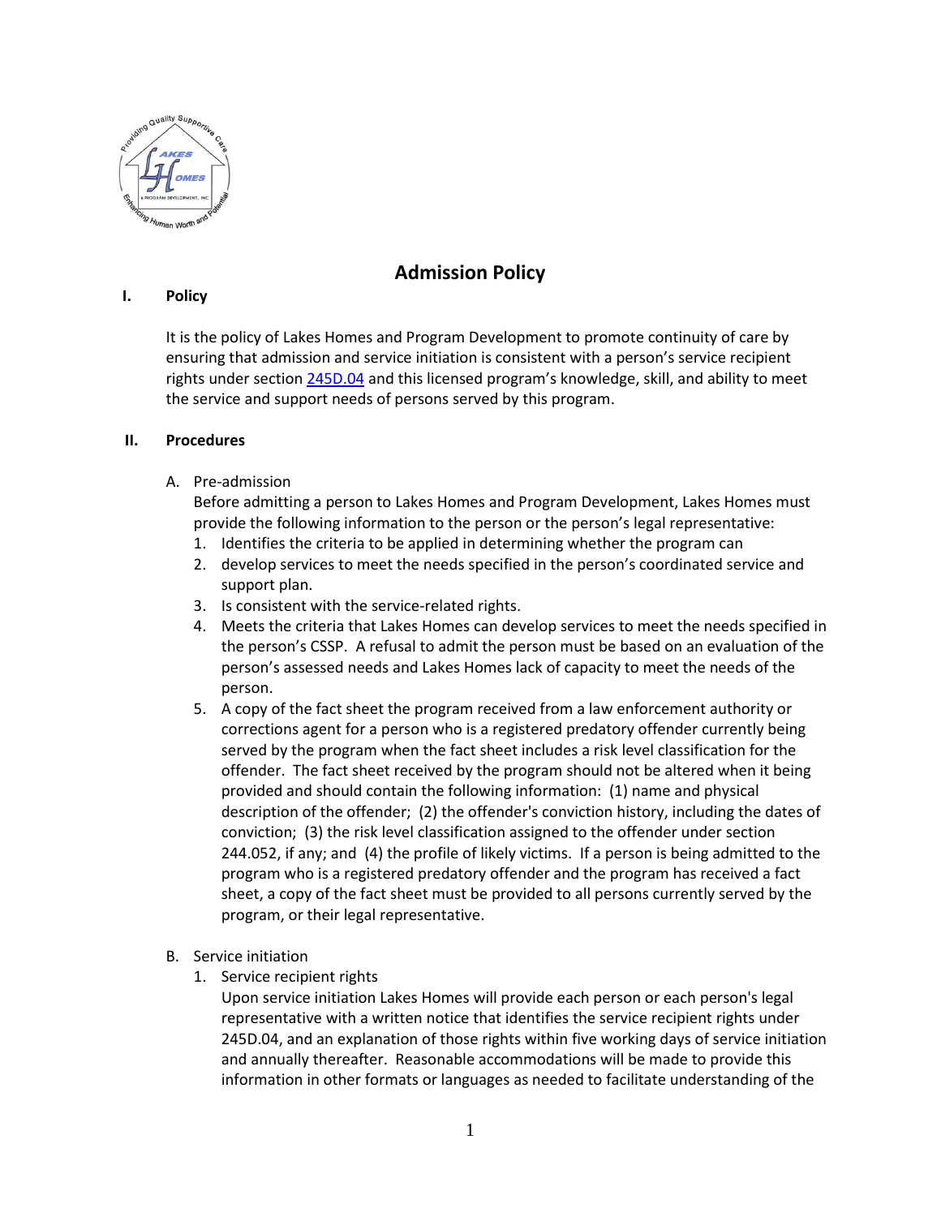# Admission Policy

## I. Policy

It is the policy of Lakes Homes and Program Development to promote continuity of care by ensuring that admission and service initiation is consistent with a person's service recipient rights under section [245D.04](245D.04) and this licensed program's knowledge, skill, and ability to meet the service and support needs of persons served by this program.

## II. Procedures

A. Pre-admission

Before admitting a person to Lakes Homes and Program Development, Lakes Homes must provide the following information to the person or the person's legal representative:

1. Identifies the criteria to be applied in determining whether the program can
2. develop services to meet the needs specified in the person's coordinated service and support plan.
3. Is consistent with the service-related rights.
4. Meets the criteria that Lakes Homes can develop services to meet the needs specified in the person's CSSP. A refusal to admit the person must be based on an evaluation of the person's assessed needs and Lakes Homes lack of capacity to meet the needs of the person.
5. A copy of the fact sheet the program received from a law enforcement authority or corrections agent for a person who is a registered predatory offender currently being served by the program when the fact sheet includes a risk level classification for the offender. The fact sheet received by the program should not be altered when it being provided and should contain the following information: (1) name and physical description of the offender; (2) the offender's conviction history, including the dates of conviction; (3) the risk level classification assigned to the offender under section 244.052, if any; and (4) the profile of likely victims. If a person is being admitted to the program who is a registered predatory offender and the program has received a fact sheet, a copy of the fact sheet must be provided to all persons currently served by the program, or their legal representative.

B. Service initiation

1. Service recipient rights

   Upon service initiation Lakes Homes will provide each person or each person's legal representative with a written notice that identifies the service recipient rights under 245D.04, and an explanation of those rights within five working days of service initiation and annually thereafter. Reasonable accommodations will be made to provide this information in other formats or languages as needed to facilitate understanding of the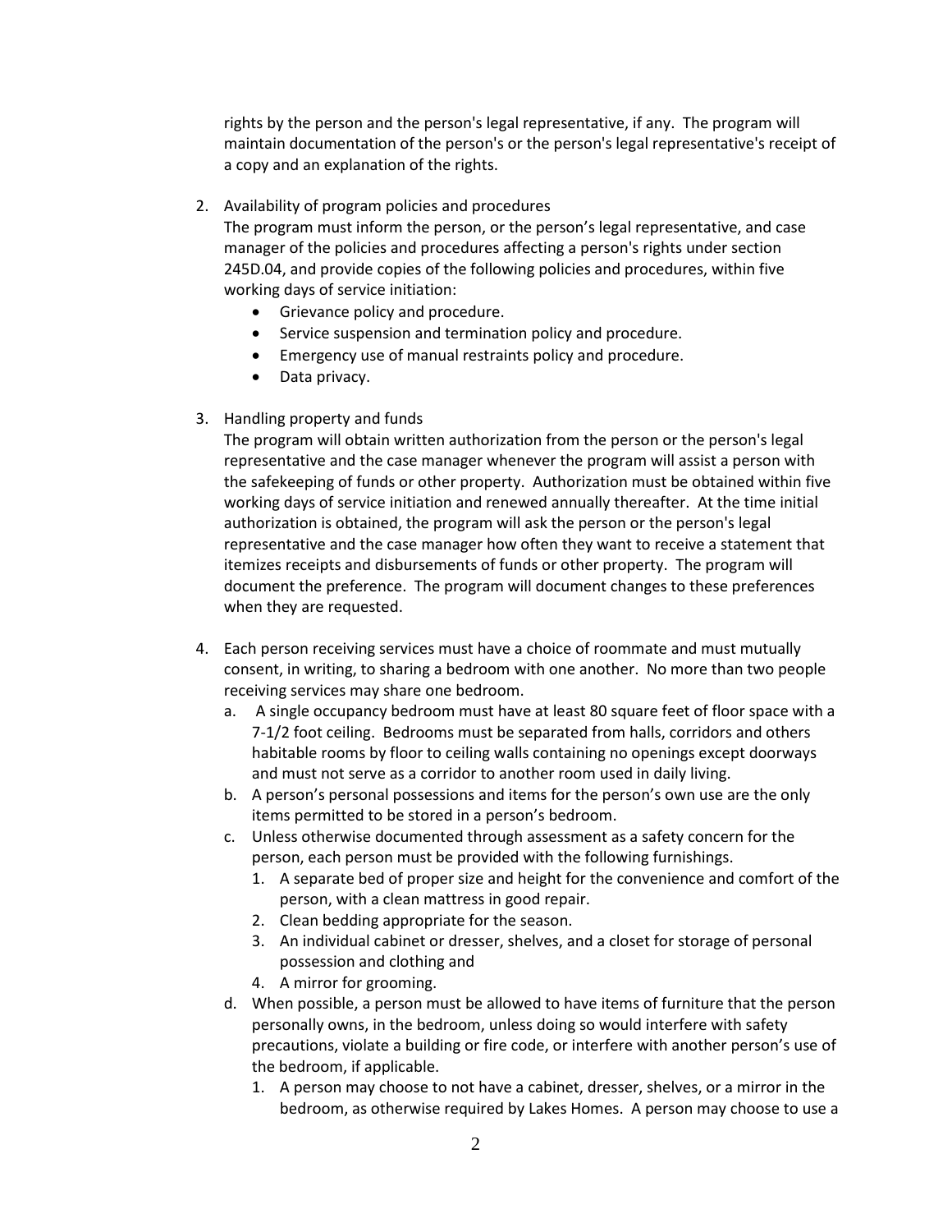rights by the person and the person's legal representative, if any. The program will maintain documentation of the person's or the person's legal representative's receipt of a copy and an explanation of the rights.

2. Availability of program policies and procedures
   The program must inform the person, or the person's legal representative, and case manager of the policies and procedures affecting a person's rights under section 245D.04, and provide copies of the following policies and procedures, within five working days of service initiation:
   - Grievance policy and procedure.
   - Service suspension and termination policy and procedure.
   - Emergency use of manual restraints policy and procedure.
   - Data privacy.

3. Handling property and funds
   The program will obtain written authorization from the person or the person's legal representative and the case manager whenever the program will assist a person with the safekeeping of funds or other property. Authorization must be obtained within five working days of service initiation and renewed annually thereafter. At the time initial authorization is obtained, the program will ask the person or the person's legal representative and the case manager how often they want to receive a statement that itemizes receipts and disbursements of funds or other property. The program will document the preference. The program will document changes to these preferences when they are requested.

4. Each person receiving services must have a choice of roommate and must mutually consent, in writing, to sharing a bedroom with one another. No more than two people receiving services may share one bedroom.
   a. A single occupancy bedroom must have at least 80 square feet of floor space with a 7-1/2 foot ceiling. Bedrooms must be separated from halls, corridors and others habitable rooms by floor to ceiling walls containing no openings except doorways and must not serve as a corridor to another room used in daily living.
   b. A person's personal possessions and items for the person's own use are the only items permitted to be stored in a person's bedroom.
   c. Unless otherwise documented through assessment as a safety concern for the person, each person must be provided with the following furnishings.
      1. A separate bed of proper size and height for the convenience and comfort of the person, with a clean mattress in good repair.
      2. Clean bedding appropriate for the season.
      3. An individual cabinet or dresser, shelves, and a closet for storage of personal possession and clothing and
      4. A mirror for grooming.
   d. When possible, a person must be allowed to have items of furniture that the person personally owns, in the bedroom, unless doing so would interfere with safety precautions, violate a building or fire code, or interfere with another person's use of the bedroom, if applicable.
      1. A person may choose to not have a cabinet, dresser, shelves, or a mirror in the bedroom, as otherwise required by Lakes Homes. A person may choose to use a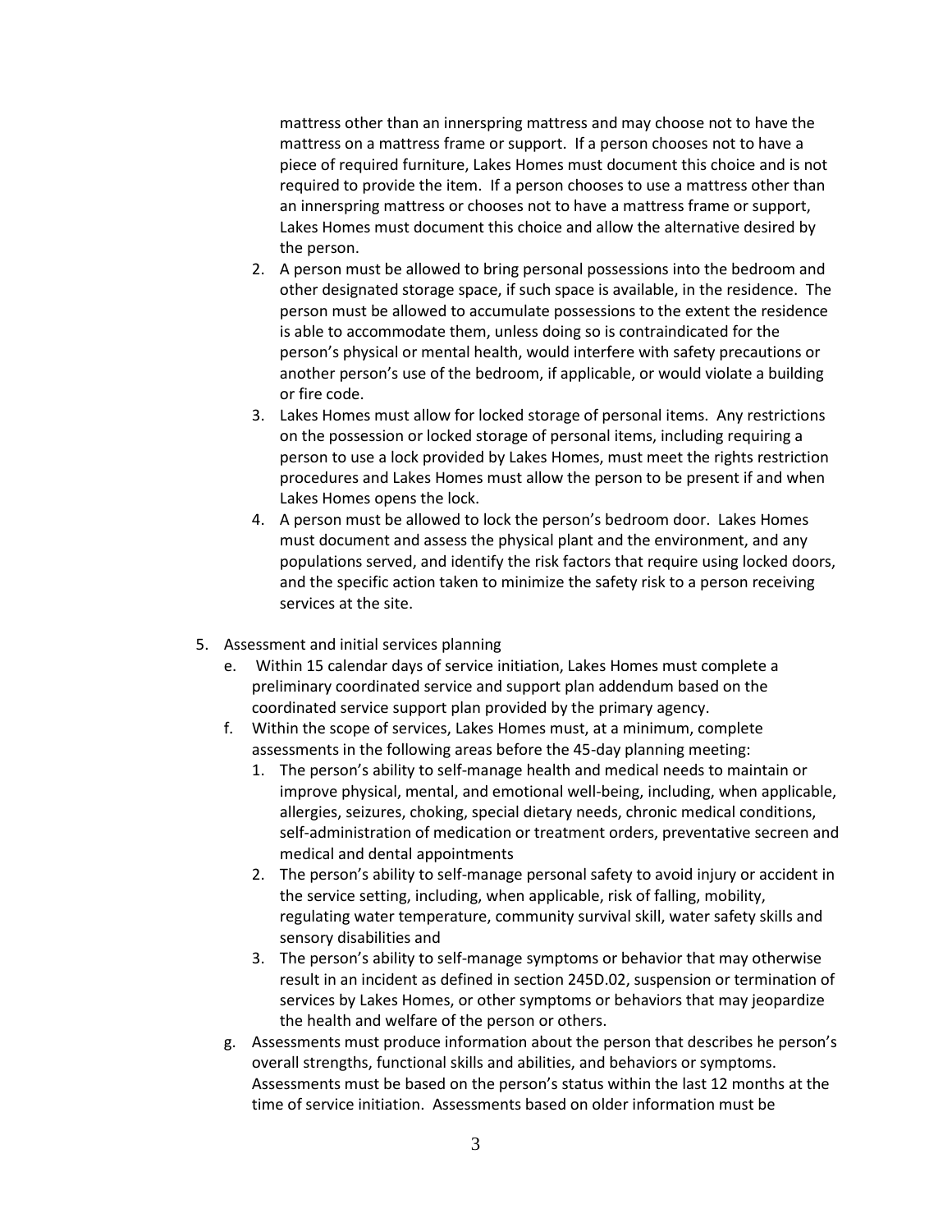mattress other than an innerspring mattress and may choose not to have the mattress on a mattress frame or support. If a person chooses not to have a piece of required furniture, Lakes Homes must document this choice and is not required to provide the item. If a person chooses to use a mattress other than an innerspring mattress or chooses not to have a mattress frame or support, Lakes Homes must document this choice and allow the alternative desired by the person.

2. A person must be allowed to bring personal possessions into the bedroom and other designated storage space, if such space is available, in the residence. The person must be allowed to accumulate possessions to the extent the residence is able to accommodate them, unless doing so is contraindicated for the person's physical or mental health, would interfere with safety precautions or another person's use of the bedroom, if applicable, or would violate a building or fire code.
3. Lakes Homes must allow for locked storage of personal items. Any restrictions on the possession or locked storage of personal items, including requiring a person to use a lock provided by Lakes Homes, must meet the rights restriction procedures and Lakes Homes must allow the person to be present if and when Lakes Homes opens the lock.
4. A person must be allowed to lock the person's bedroom door. Lakes Homes must document and assess the physical plant and the environment, and any populations served, and identify the risk factors that require using locked doors, and the specific action taken to minimize the safety risk to a person receiving services at the site.

5. Assessment and initial services planning
   e. Within 15 calendar days of service initiation, Lakes Homes must complete a preliminary coordinated service and support plan addendum based on the coordinated service support plan provided by the primary agency.
   f. Within the scope of services, Lakes Homes must, at a minimum, complete assessments in the following areas before the 45-day planning meeting:
      1. The person's ability to self-manage health and medical needs to maintain or improve physical, mental, and emotional well-being, including, when applicable, allergies, seizures, choking, special dietary needs, chronic medical conditions, self-administration of medication or treatment orders, preventative secreen and medical and dental appointments
      2. The person's ability to self-manage personal safety to avoid injury or accident in the service setting, including, when applicable, risk of falling, mobility, regulating water temperature, community survival skill, water safety skills and sensory disabilities and
      3. The person's ability to self-manage symptoms or behavior that may otherwise result in an incident as defined in section 245D.02, suspension or termination of services by Lakes Homes, or other symptoms or behaviors that may jeopardize the health and welfare of the person or others.
   g. Assessments must produce information about the person that describes he person's overall strengths, functional skills and abilities, and behaviors or symptoms. Assessments must be based on the person's status within the last 12 months at the time of service initiation. Assessments based on older information must be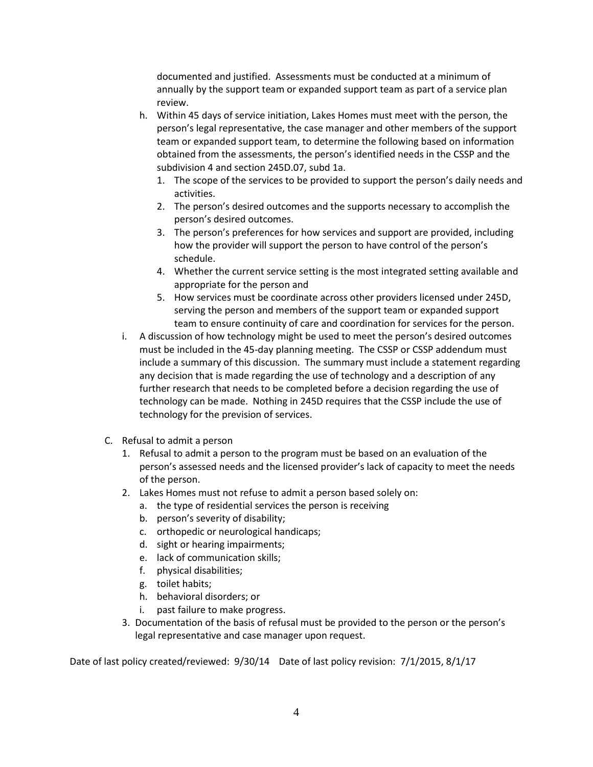documented and justified. Assessments must be conducted at a minimum of annually by the support team or expanded support team as part of a service plan review.

h. Within 45 days of service initiation, Lakes Homes must meet with the person, the person's legal representative, the case manager and other members of the support team or expanded support team, to determine the following based on information obtained from the assessments, the person's identified needs in the CSSP and the subdivision 4 and section 245D.07, subd 1a.
   1. The scope of the services to be provided to support the person's daily needs and activities.
   2. The person's desired outcomes and the supports necessary to accomplish the person's desired outcomes.
   3. The person's preferences for how services and support are provided, including how the provider will support the person to have control of the person's schedule.
   4. Whether the current service setting is the most integrated setting available and appropriate for the person and
   5. How services must be coordinate across other providers licensed under 245D, serving the person and members of the support team or expanded support team to ensure continuity of care and coordination for services for the person.

i. A discussion of how technology might be used to meet the person's desired outcomes must be included in the 45-day planning meeting. The CSSP or CSSP addendum must include a summary of this discussion. The summary must include a statement regarding any decision that is made regarding the use of technology and a description of any further research that needs to be completed before a decision regarding the use of technology can be made. Nothing in 245D requires that the CSSP include the use of technology for the prevision of services.

C. Refusal to admit a person
   1. Refusal to admit a person to the program must be based on an evaluation of the person's assessed needs and the licensed provider's lack of capacity to meet the needs of the person.
   2. Lakes Homes must not refuse to admit a person based solely on:
      a. the type of residential services the person is receiving
      b. person's severity of disability;
      c. orthopedic or neurological handicaps;
      d. sight or hearing impairments;
      e. lack of communication skills;
      f. physical disabilities;
      g. toilet habits;
      h. behavioral disorders; or
      i. past failure to make progress.
   3. Documentation of the basis of refusal must be provided to the person or the person's legal representative and case manager upon request.

Date of last policy created/reviewed: 9/30/14 Date of last policy revision: 7/1/2015, 8/1/17